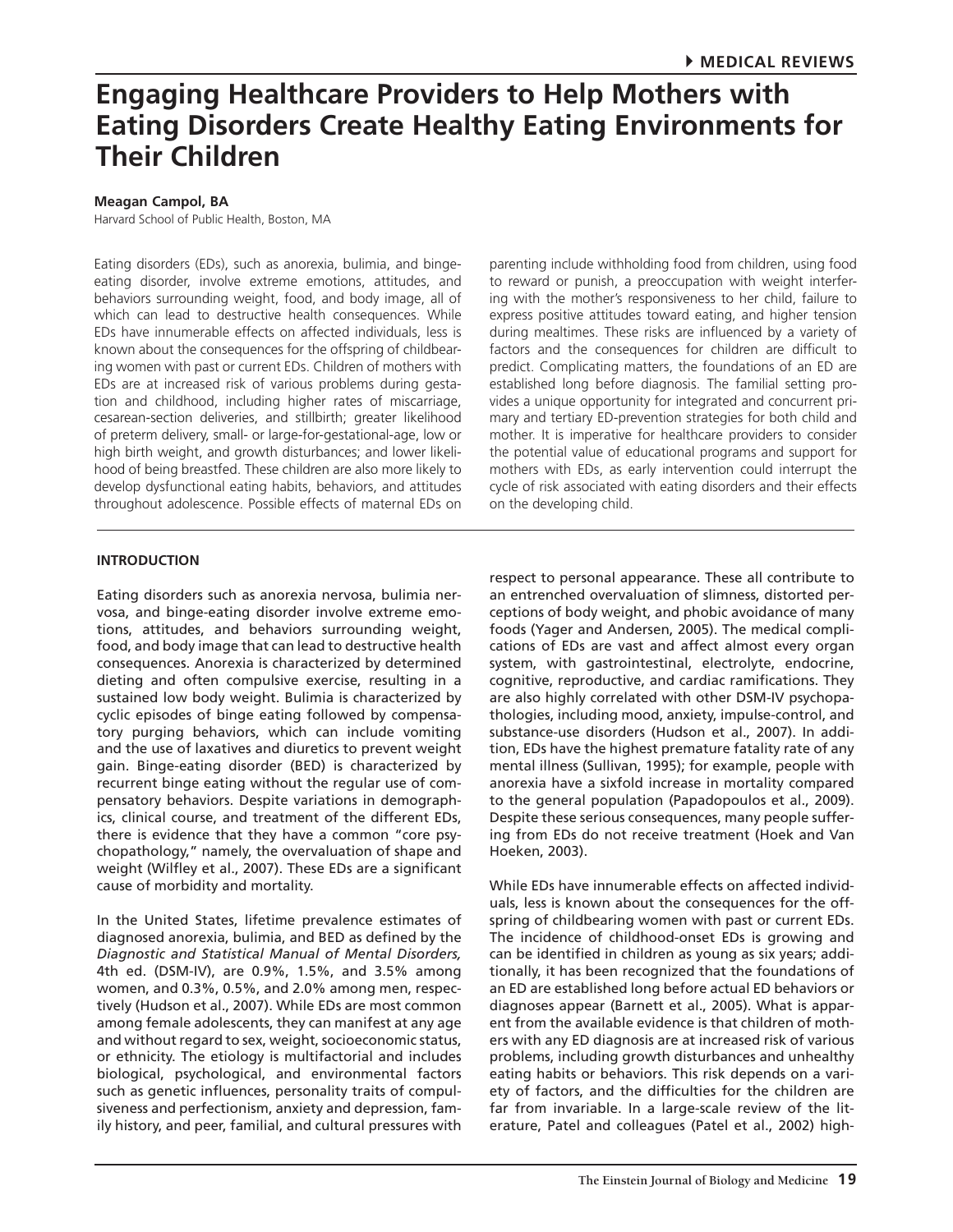# Engaging Healthcare Providers to Help Mothers with Eating Disorders Create Healthy Eating Environments for Their Children

**Meagan Campol, BA**
Harvard School of Public Health, Boston, MA

Eating disorders (EDs), such as anorexia, bulimia, and binge-eating disorder, involve extreme emotions, attitudes, and behaviors surrounding weight, food, and body image, all of which can lead to destructive health consequences. While EDs have innumerable effects on affected individuals, less is known about the consequences for the offspring of childbearing women with past or current EDs. Children of mothers with EDs are at increased risk of various problems during gestation and childhood, including higher rates of miscarriage, cesarean-section deliveries, and stillbirth; greater likelihood of preterm delivery, small- or large-for-gestational-age, low or high birth weight, and growth disturbances; and lower likelihood of being breastfed. These children are also more likely to develop dysfunctional eating habits, behaviors, and attitudes throughout adolescence. Possible effects of maternal EDs on parenting include withholding food from children, using food to reward or punish, a preoccupation with weight interfering with the mother's responsiveness to her child, failure to express positive attitudes toward eating, and higher tension during mealtimes. These risks are influenced by a variety of factors and the consequences for children are difficult to predict. Complicating matters, the foundations of an ED are established long before diagnosis. The familial setting provides a unique opportunity for integrated and concurrent primary and tertiary ED-prevention strategies for both child and mother. It is imperative for healthcare providers to consider the potential value of educational programs and support for mothers with EDs, as early intervention could interrupt the cycle of risk associated with eating disorders and their effects on the developing child.

## INTRODUCTION

Eating disorders such as anorexia nervosa, bulimia nervosa, and binge-eating disorder involve extreme emotions, attitudes, and behaviors surrounding weight, food, and body image that can lead to destructive health consequences. Anorexia is characterized by determined dieting and often compulsive exercise, resulting in a sustained low body weight. Bulimia is characterized by cyclic episodes of binge eating followed by compensatory purging behaviors, which can include vomiting and the use of laxatives and diuretics to prevent weight gain. Binge-eating disorder (BED) is characterized by recurrent binge eating without the regular use of compensatory behaviors. Despite variations in demographics, clinical course, and treatment of the different EDs, there is evidence that they have a common "core psychopathology," namely, the overvaluation of shape and weight (Wilfley et al., 2007). These EDs are a significant cause of morbidity and mortality.

In the United States, lifetime prevalence estimates of diagnosed anorexia, bulimia, and BED as defined by the *Diagnostic and Statistical Manual of Mental Disorders,* 4th ed. (DSM-IV), are 0.9%, 1.5%, and 3.5% among women, and 0.3%, 0.5%, and 2.0% among men, respectively (Hudson et al., 2007). While EDs are most common among female adolescents, they can manifest at any age and without regard to sex, weight, socioeconomic status, or ethnicity. The etiology is multifactorial and includes biological, psychological, and environmental factors such as genetic influences, personality traits of compulsiveness and perfectionism, anxiety and depression, family history, and peer, familial, and cultural pressures with respect to personal appearance. These all contribute to an entrenched overvaluation of slimness, distorted perceptions of body weight, and phobic avoidance of many foods (Yager and Andersen, 2005). The medical complications of EDs are vast and affect almost every organ system, with gastrointestinal, electrolyte, endocrine, cognitive, reproductive, and cardiac ramifications. They are also highly correlated with other DSM-IV psychopathologies, including mood, anxiety, impulse-control, and substance-use disorders (Hudson et al., 2007). In addition, EDs have the highest premature fatality rate of any mental illness (Sullivan, 1995); for example, people with anorexia have a sixfold increase in mortality compared to the general population (Papadopoulos et al., 2009). Despite these serious consequences, many people suffering from EDs do not receive treatment (Hoek and Van Hoeken, 2003).

While EDs have innumerable effects on affected individuals, less is known about the consequences for the offspring of childbearing women with past or current EDs. The incidence of childhood-onset EDs is growing and can be identified in children as young as six years; additionally, it has been recognized that the foundations of an ED are established long before actual ED behaviors or diagnoses appear (Barnett et al., 2005). What is apparent from the available evidence is that children of mothers with any ED diagnosis are at increased risk of various problems, including growth disturbances and unhealthy eating habits or behaviors. This risk depends on a variety of factors, and the difficulties for the children are far from invariable. In a large-scale review of the literature, Patel and colleagues (Patel et al., 2002) high-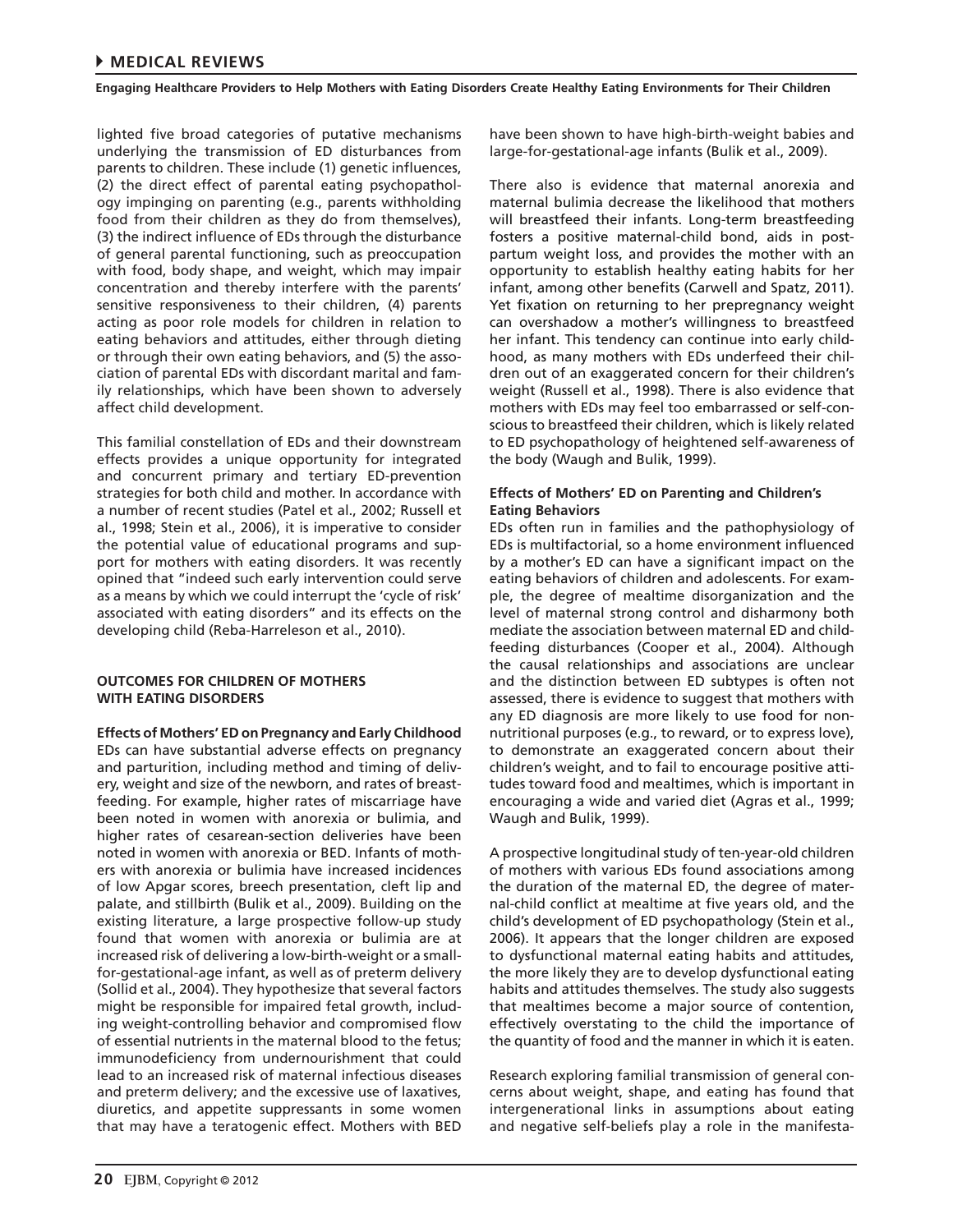lighted five broad categories of putative mechanisms underlying the transmission of ED disturbances from parents to children. These include (1) genetic influences, (2) the direct effect of parental eating psychopathology impinging on parenting (e.g., parents withholding food from their children as they do from themselves), (3) the indirect influence of EDs through the disturbance of general parental functioning, such as preoccupation with food, body shape, and weight, which may impair concentration and thereby interfere with the parents' sensitive responsiveness to their children, (4) parents acting as poor role models for children in relation to eating behaviors and attitudes, either through dieting or through their own eating behaviors, and (5) the association of parental EDs with discordant marital and family relationships, which have been shown to adversely affect child development.

This familial constellation of EDs and their downstream effects provides a unique opportunity for integrated and concurrent primary and tertiary ED-prevention strategies for both child and mother. In accordance with a number of recent studies (Patel et al., 2002; Russell et al., 1998; Stein et al., 2006), it is imperative to consider the potential value of educational programs and support for mothers with eating disorders. It was recently opined that "indeed such early intervention could serve as a means by which we could interrupt the 'cycle of risk' associated with eating disorders" and its effects on the developing child (Reba-Harreleson et al., 2010).

## OUTCOMES FOR CHILDREN OF MOTHERS WITH EATING DISORDERS

### Effects of Mothers' ED on Pregnancy and Early Childhood

EDs can have substantial adverse effects on pregnancy and parturition, including method and timing of delivery, weight and size of the newborn, and rates of breastfeeding. For example, higher rates of miscarriage have been noted in women with anorexia or bulimia, and higher rates of cesarean-section deliveries have been noted in women with anorexia or BED. Infants of mothers with anorexia or bulimia have increased incidences of low Apgar scores, breech presentation, cleft lip and palate, and stillbirth (Bulik et al., 2009). Building on the existing literature, a large prospective follow-up study found that women with anorexia or bulimia are at increased risk of delivering a low-birth-weight or a small-for-gestational-age infant, as well as of preterm delivery (Sollid et al., 2004). They hypothesize that several factors might be responsible for impaired fetal growth, including weight-controlling behavior and compromised flow of essential nutrients in the maternal blood to the fetus; immunodeficiency from undernourishment that could lead to an increased risk of maternal infectious diseases and preterm delivery; and the excessive use of laxatives, diuretics, and appetite suppressants in some women that may have a teratogenic effect. Mothers with BED have been shown to have high-birth-weight babies and large-for-gestational-age infants (Bulik et al., 2009).

There also is evidence that maternal anorexia and maternal bulimia decrease the likelihood that mothers will breastfeed their infants. Long-term breastfeeding fosters a positive maternal-child bond, aids in postpartum weight loss, and provides the mother with an opportunity to establish healthy eating habits for her infant, among other benefits (Carwell and Spatz, 2011). Yet fixation on returning to her prepregnancy weight can overshadow a mother's willingness to breastfeed her infant. This tendency can continue into early childhood, as many mothers with EDs underfeed their children out of an exaggerated concern for their children's weight (Russell et al., 1998). There is also evidence that mothers with EDs may feel too embarrassed or self-conscious to breastfeed their children, which is likely related to ED psychopathology of heightened self-awareness of the body (Waugh and Bulik, 1999).

### Effects of Mothers' ED on Parenting and Children's Eating Behaviors

EDs often run in families and the pathophysiology of EDs is multifactorial, so a home environment influenced by a mother's ED can have a significant impact on the eating behaviors of children and adolescents. For example, the degree of mealtime disorganization and the level of maternal strong control and disharmony both mediate the association between maternal ED and child-feeding disturbances (Cooper et al., 2004). Although the causal relationships and associations are unclear and the distinction between ED subtypes is often not assessed, there is evidence to suggest that mothers with any ED diagnosis are more likely to use food for non-nutritional purposes (e.g., to reward, or to express love), to demonstrate an exaggerated concern about their children's weight, and to fail to encourage positive attitudes toward food and mealtimes, which is important in encouraging a wide and varied diet (Agras et al., 1999; Waugh and Bulik, 1999).

A prospective longitudinal study of ten-year-old children of mothers with various EDs found associations among the duration of the maternal ED, the degree of maternal-child conflict at mealtime at five years old, and the child's development of ED psychopathology (Stein et al., 2006). It appears that the longer children are exposed to dysfunctional maternal eating habits and attitudes, the more likely they are to develop dysfunctional eating habits and attitudes themselves. The study also suggests that mealtimes become a major source of contention, effectively overstating to the child the importance of the quantity of food and the manner in which it is eaten.

Research exploring familial transmission of general concerns about weight, shape, and eating has found that intergenerational links in assumptions about eating and negative self-beliefs play a role in the manifesta-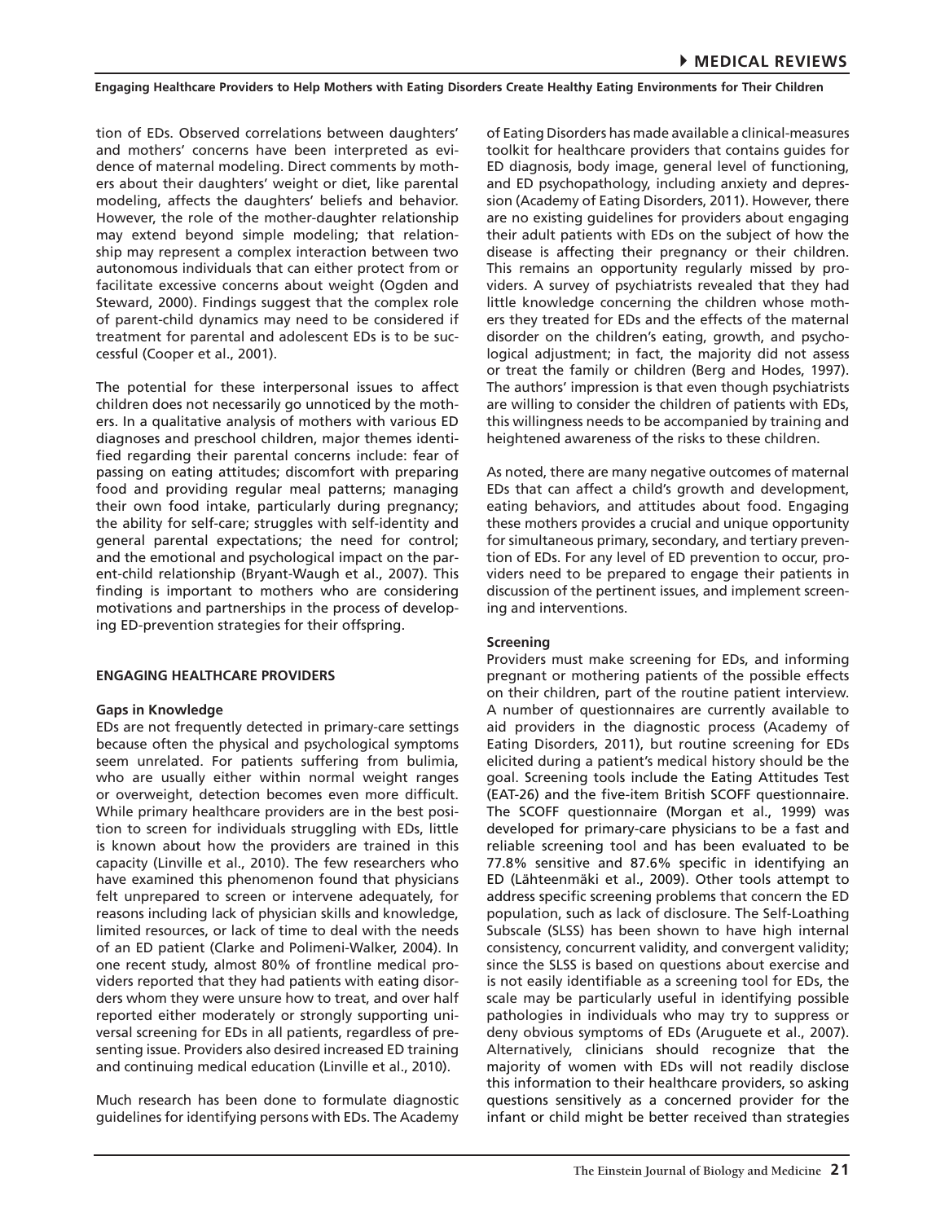tion of EDs. Observed correlations between daughters' and mothers' concerns have been interpreted as evidence of maternal modeling. Direct comments by mothers about their daughters' weight or diet, like parental modeling, affects the daughters' beliefs and behavior. However, the role of the mother-daughter relationship may extend beyond simple modeling; that relationship may represent a complex interaction between two autonomous individuals that can either protect from or facilitate excessive concerns about weight (Ogden and Steward, 2000). Findings suggest that the complex role of parent-child dynamics may need to be considered if treatment for parental and adolescent EDs is to be successful (Cooper et al., 2001).

The potential for these interpersonal issues to affect children does not necessarily go unnoticed by the mothers. In a qualitative analysis of mothers with various ED diagnoses and preschool children, major themes identified regarding their parental concerns include: fear of passing on eating attitudes; discomfort with preparing food and providing regular meal patterns; managing their own food intake, particularly during pregnancy; the ability for self-care; struggles with self-identity and general parental expectations; the need for control; and the emotional and psychological impact on the parent-child relationship (Bryant-Waugh et al., 2007). This finding is important to mothers who are considering motivations and partnerships in the process of developing ED-prevention strategies for their offspring.

## ENGAGING HEALTHCARE PROVIDERS

### Gaps in Knowledge

EDs are not frequently detected in primary-care settings because often the physical and psychological symptoms seem unrelated. For patients suffering from bulimia, who are usually either within normal weight ranges or overweight, detection becomes even more difficult. While primary healthcare providers are in the best position to screen for individuals struggling with EDs, little is known about how the providers are trained in this capacity (Linville et al., 2010). The few researchers who have examined this phenomenon found that physicians felt unprepared to screen or intervene adequately, for reasons including lack of physician skills and knowledge, limited resources, or lack of time to deal with the needs of an ED patient (Clarke and Polimeni-Walker, 2004). In one recent study, almost 80% of frontline medical providers reported that they had patients with eating disorders whom they were unsure how to treat, and over half reported either moderately or strongly supporting universal screening for EDs in all patients, regardless of presenting issue. Providers also desired increased ED training and continuing medical education (Linville et al., 2010).

Much research has been done to formulate diagnostic guidelines for identifying persons with EDs. The Academy of Eating Disorders has made available a clinical-measures toolkit for healthcare providers that contains guides for ED diagnosis, body image, general level of functioning, and ED psychopathology, including anxiety and depression (Academy of Eating Disorders, 2011). However, there are no existing guidelines for providers about engaging their adult patients with EDs on the subject of how the disease is affecting their pregnancy or their children. This remains an opportunity regularly missed by providers. A survey of psychiatrists revealed that they had little knowledge concerning the children whose mothers they treated for EDs and the effects of the maternal disorder on the children's eating, growth, and psychological adjustment; in fact, the majority did not assess or treat the family or children (Berg and Hodes, 1997). The authors' impression is that even though psychiatrists are willing to consider the children of patients with EDs, this willingness needs to be accompanied by training and heightened awareness of the risks to these children.

As noted, there are many negative outcomes of maternal EDs that can affect a child's growth and development, eating behaviors, and attitudes about food. Engaging these mothers provides a crucial and unique opportunity for simultaneous primary, secondary, and tertiary prevention of EDs. For any level of ED prevention to occur, providers need to be prepared to engage their patients in discussion of the pertinent issues, and implement screening and interventions.

### Screening

Providers must make screening for EDs, and informing pregnant or mothering patients of the possible effects on their children, part of the routine patient interview. A number of questionnaires are currently available to aid providers in the diagnostic process (Academy of Eating Disorders, 2011), but routine screening for EDs elicited during a patient's medical history should be the goal. Screening tools include the Eating Attitudes Test (EAT-26) and the five-item British SCOFF questionnaire. The SCOFF questionnaire (Morgan et al., 1999) was developed for primary-care physicians to be a fast and reliable screening tool and has been evaluated to be 77.8% sensitive and 87.6% specific in identifying an ED (Lähteenmäki et al., 2009). Other tools attempt to address specific screening problems that concern the ED population, such as lack of disclosure. The Self-Loathing Subscale (SLSS) has been shown to have high internal consistency, concurrent validity, and convergent validity; since the SLSS is based on questions about exercise and is not easily identifiable as a screening tool for EDs, the scale may be particularly useful in identifying possible pathologies in individuals who may try to suppress or deny obvious symptoms of EDs (Aruguete et al., 2007). Alternatively, clinicians should recognize that the majority of women with EDs will not readily disclose this information to their healthcare providers, so asking questions sensitively as a concerned provider for the infant or child might be better received than strategies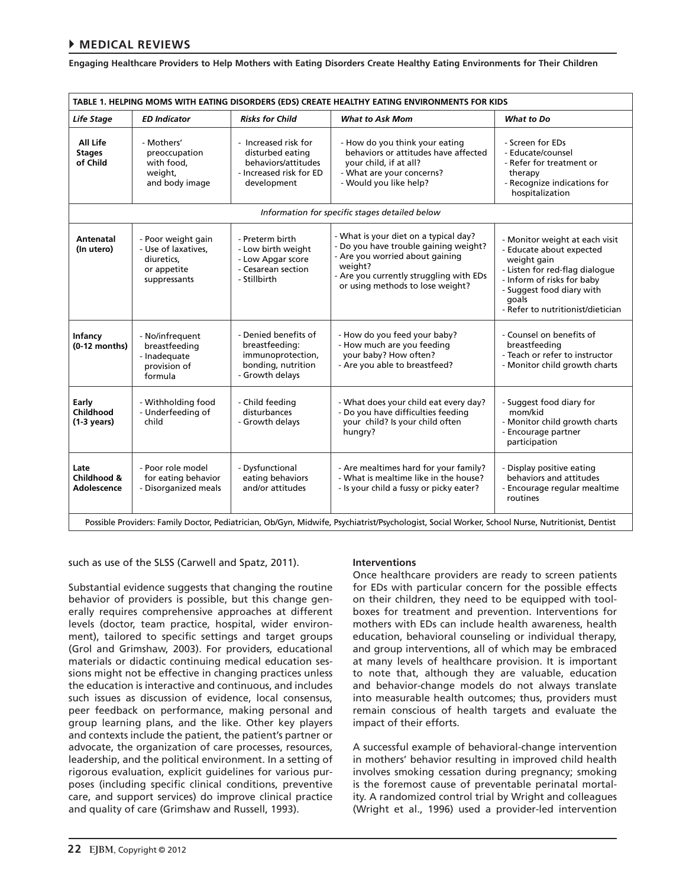**TABLE 1. HELPING MOMS WITH EATING DISORDERS (EDS) CREATE HEALTHY EATING ENVIRONMENTS FOR KIDS**

| *Life Stage* | *ED Indicator* | *Risks for Child* | *What to Ask Mom* | *What to Do* |
|---|---|---|---|---|
| **All Life Stages of Child** | - Mothers' preoccupation with food, weight, and body image | - Increased risk for disturbed eating behaviors/attitudes<br>- Increased risk for ED development | - How do you think your eating behaviors or attitudes have affected your child, if at all?<br>- What are your concerns?<br>- Would you like help? | - Screen for EDs<br>- Educate/counsel<br>- Refer for treatment or therapy<br>- Recognize indications for hospitalization |
| *Information for specific stages detailed below* | | | | |
| **Antenatal (In utero)** | - Poor weight gain<br>- Use of laxatives, diuretics, or appetite suppressants | - Preterm birth<br>- Low birth weight<br>- Low Apgar score<br>- Cesarean section<br>- Stillbirth | - What is your diet on a typical day?<br>- Do you have trouble gaining weight?<br>- Are you worried about gaining weight?<br>- Are you currently struggling with EDs or using methods to lose weight? | - Monitor weight at each visit<br>- Educate about expected weight gain<br>- Listen for red-flag dialogue<br>- Inform of risks for baby<br>- Suggest food diary with goals<br>- Refer to nutritionist/dietician |
| **Infancy (0-12 months)** | - No/infrequent breastfeeding<br>- Inadequate provision of formula | - Denied benefits of breastfeeding: immunoprotection, bonding, nutrition<br>- Growth delays | - How do you feed your baby?<br>- How much are you feeding your baby? How often?<br>- Are you able to breastfeed? | - Counsel on benefits of breastfeeding<br>- Teach or refer to instructor<br>- Monitor child growth charts |
| **Early Childhood (1-3 years)** | - Withholding food<br>- Underfeeding of child | - Child feeding disturbances<br>- Growth delays | - What does your child eat every day?<br>- Do you have difficulties feeding your child? Is your child often hungry? | - Suggest food diary for mom/kid<br>- Monitor child growth charts<br>- Encourage partner participation |
| **Late Childhood & Adolescence** | - Poor role model for eating behavior<br>- Disorganized meals | - Dysfunctional eating behaviors and/or attitudes | - Are mealtimes hard for your family?<br>- What is mealtime like in the house?<br>- Is your child a fussy or picky eater? | - Display positive eating behaviors and attitudes<br>- Encourage regular mealtime routines |
| Possible Providers: Family Doctor, Pediatrician, Ob/Gyn, Midwife, Psychiatrist/Psychologist, Social Worker, School Nurse, Nutritionist, Dentist | | | | |

such as use of the SLSS (Carwell and Spatz, 2011).

Substantial evidence suggests that changing the routine behavior of providers is possible, but this change generally requires comprehensive approaches at different levels (doctor, team practice, hospital, wider environment), tailored to specific settings and target groups (Grol and Grimshaw, 2003). For providers, educational materials or didactic continuing medical education sessions might not be effective in changing practices unless the education is interactive and continuous, and includes such issues as discussion of evidence, local consensus, peer feedback on performance, making personal and group learning plans, and the like. Other key players and contexts include the patient, the patient's partner or advocate, the organization of care processes, resources, leadership, and the political environment. In a setting of rigorous evaluation, explicit guidelines for various purposes (including specific clinical conditions, preventive care, and support services) do improve clinical practice and quality of care (Grimshaw and Russell, 1993).

#### Interventions

Once healthcare providers are ready to screen patients for EDs with particular concern for the possible effects on their children, they need to be equipped with toolboxes for treatment and prevention. Interventions for mothers with EDs can include health awareness, health education, behavioral counseling or individual therapy, and group interventions, all of which may be embraced at many levels of healthcare provision. It is important to note that, although they are valuable, education and behavior-change models do not always translate into measurable health outcomes; thus, providers must remain conscious of health targets and evaluate the impact of their efforts.

A successful example of behavioral-change intervention in mothers' behavior resulting in improved child health involves smoking cessation during pregnancy; smoking is the foremost cause of preventable perinatal mortality. A randomized control trial by Wright and colleagues (Wright et al., 1996) used a provider-led intervention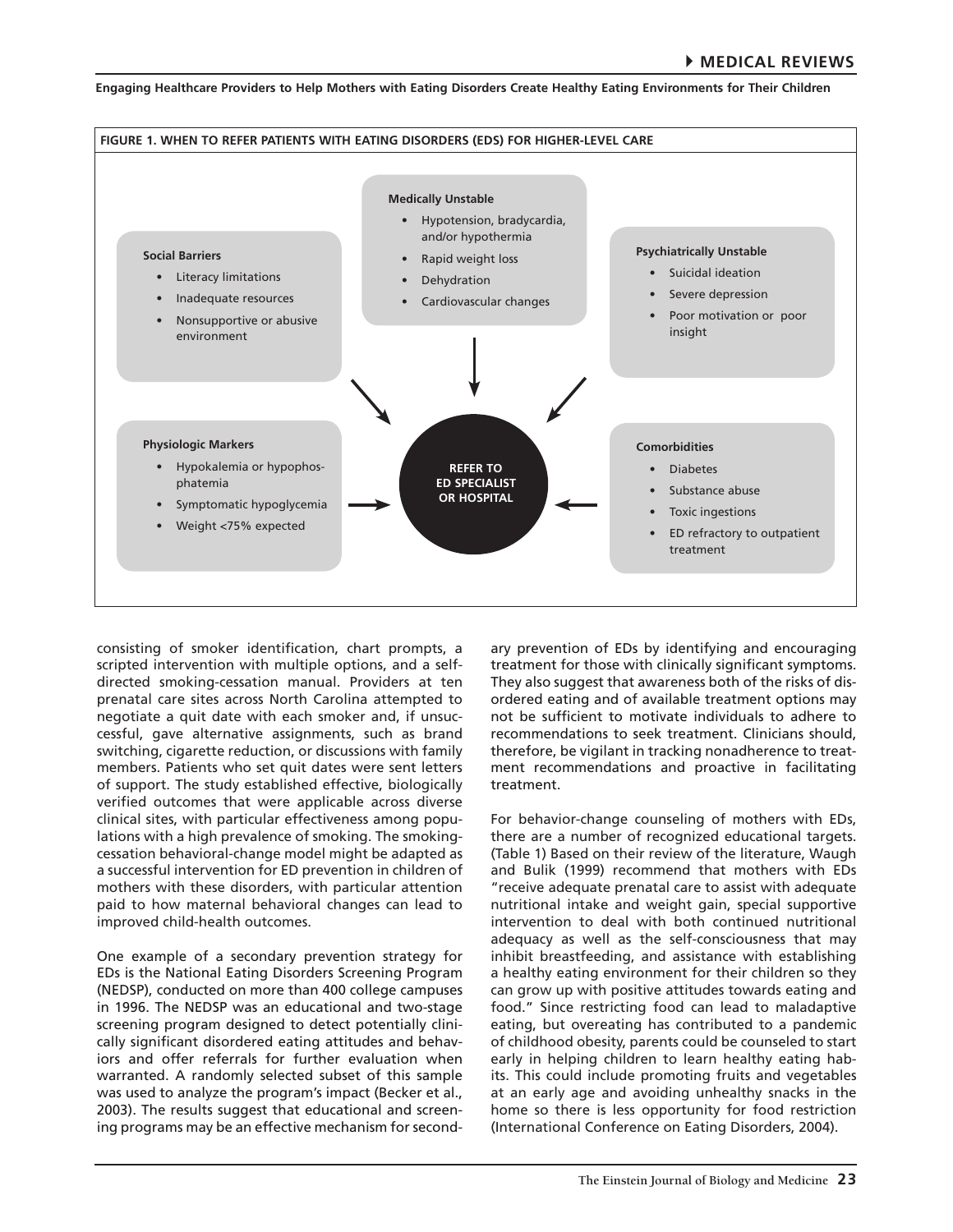**FIGURE 1. WHEN TO REFER PATIENTS WITH EATING DISORDERS (EDS) FOR HIGHER-LEVEL CARE**

**Social Barriers**
- Literacy limitations
- Inadequate resources
- Nonsupportive or abusive environment

**Medically Unstable**
- Hypotension, bradycardia, and/or hypothermia
- Rapid weight loss
- Dehydration
- Cardiovascular changes

**Psychiatrically Unstable**
- Suicidal ideation
- Severe depression
- Poor motivation or poor insight

**Physiologic Markers**
- Hypokalemia or hypophosphatemia
- Symptomatic hypoglycemia
- Weight <75% expected

**Comorbidities**
- Diabetes
- Substance abuse
- Toxic ingestions
- ED refractory to outpatient treatment

**REFER TO ED SPECIALIST OR HOSPITAL**

consisting of smoker identification, chart prompts, a scripted intervention with multiple options, and a self-directed smoking-cessation manual. Providers at ten prenatal care sites across North Carolina attempted to negotiate a quit date with each smoker and, if unsuccessful, gave alternative assignments, such as brand switching, cigarette reduction, or discussions with family members. Patients who set quit dates were sent letters of support. The study established effective, biologically verified outcomes that were applicable across diverse clinical sites, with particular effectiveness among populations with a high prevalence of smoking. The smoking-cessation behavioral-change model might be adapted as a successful intervention for ED prevention in children of mothers with these disorders, with particular attention paid to how maternal behavioral changes can lead to improved child-health outcomes.

One example of a secondary prevention strategy for EDs is the National Eating Disorders Screening Program (NEDSP), conducted on more than 400 college campuses in 1996. The NEDSP was an educational and two-stage screening program designed to detect potentially clinically significant disordered eating attitudes and behaviors and offer referrals for further evaluation when warranted. A randomly selected subset of this sample was used to analyze the program's impact (Becker et al., 2003). The results suggest that educational and screening programs may be an effective mechanism for secondary prevention of EDs by identifying and encouraging treatment for those with clinically significant symptoms. They also suggest that awareness both of the risks of disordered eating and of available treatment options may not be sufficient to motivate individuals to adhere to recommendations to seek treatment. Clinicians should, therefore, be vigilant in tracking nonadherence to treatment recommendations and proactive in facilitating treatment.

For behavior-change counseling of mothers with EDs, there are a number of recognized educational targets. (Table 1) Based on their review of the literature, Waugh and Bulik (1999) recommend that mothers with EDs "receive adequate prenatal care to assist with adequate nutritional intake and weight gain, special supportive intervention to deal with both continued nutritional adequacy as well as the self-consciousness that may inhibit breastfeeding, and assistance with establishing a healthy eating environment for their children so they can grow up with positive attitudes towards eating and food." Since restricting food can lead to maladaptive eating, but overeating has contributed to a pandemic of childhood obesity, parents could be counseled to start early in helping children to learn healthy eating habits. This could include promoting fruits and vegetables at an early age and avoiding unhealthy snacks in the home so there is less opportunity for food restriction (International Conference on Eating Disorders, 2004).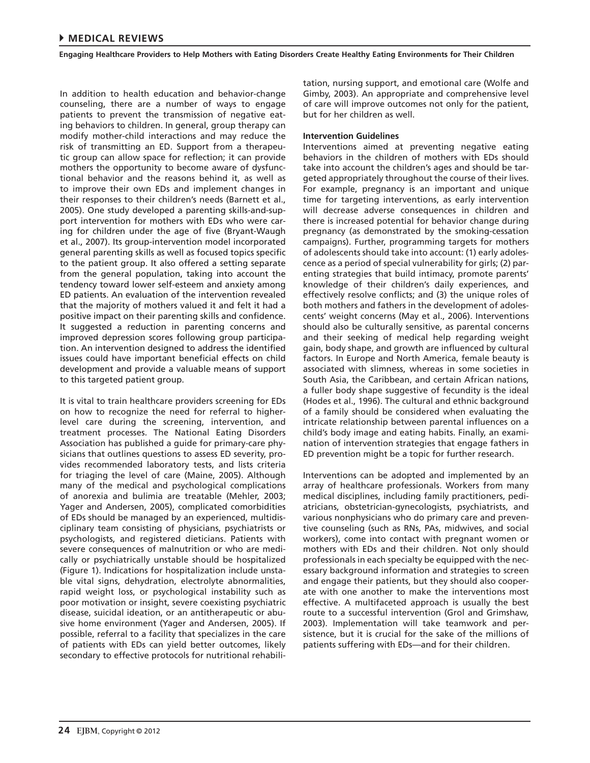In addition to health education and behavior-change counseling, there are a number of ways to engage patients to prevent the transmission of negative eating behaviors to children. In general, group therapy can modify mother-child interactions and may reduce the risk of transmitting an ED. Support from a therapeutic group can allow space for reflection; it can provide mothers the opportunity to become aware of dysfunctional behavior and the reasons behind it, as well as to improve their own EDs and implement changes in their responses to their children's needs (Barnett et al., 2005). One study developed a parenting skills-and-support intervention for mothers with EDs who were caring for children under the age of five (Bryant-Waugh et al., 2007). Its group-intervention model incorporated general parenting skills as well as focused topics specific to the patient group. It also offered a setting separate from the general population, taking into account the tendency toward lower self-esteem and anxiety among ED patients. An evaluation of the intervention revealed that the majority of mothers valued it and felt it had a positive impact on their parenting skills and confidence. It suggested a reduction in parenting concerns and improved depression scores following group participation. An intervention designed to address the identified issues could have important beneficial effects on child development and provide a valuable means of support to this targeted patient group.

It is vital to train healthcare providers screening for EDs on how to recognize the need for referral to higher-level care during the screening, intervention, and treatment processes. The National Eating Disorders Association has published a guide for primary-care physicians that outlines questions to assess ED severity, provides recommended laboratory tests, and lists criteria for triaging the level of care (Maine, 2005). Although many of the medical and psychological complications of anorexia and bulimia are treatable (Mehler, 2003; Yager and Andersen, 2005), complicated comorbidities of EDs should be managed by an experienced, multidisciplinary team consisting of physicians, psychiatrists or psychologists, and registered dieticians. Patients with severe consequences of malnutrition or who are medically or psychiatrically unstable should be hospitalized (Figure 1). Indications for hospitalization include unstable vital signs, dehydration, electrolyte abnormalities, rapid weight loss, or psychological instability such as poor motivation or insight, severe coexisting psychiatric disease, suicidal ideation, or an antitherapeutic or abusive home environment (Yager and Andersen, 2005). If possible, referral to a facility that specializes in the care of patients with EDs can yield better outcomes, likely secondary to effective protocols for nutritional rehabilitation, nursing support, and emotional care (Wolfe and Gimby, 2003). An appropriate and comprehensive level of care will improve outcomes not only for the patient, but for her children as well.

### Intervention Guidelines

Interventions aimed at preventing negative eating behaviors in the children of mothers with EDs should take into account the children's ages and should be targeted appropriately throughout the course of their lives. For example, pregnancy is an important and unique time for targeting interventions, as early intervention will decrease adverse consequences in children and there is increased potential for behavior change during pregnancy (as demonstrated by the smoking-cessation campaigns). Further, programming targets for mothers of adolescents should take into account: (1) early adolescence as a period of special vulnerability for girls; (2) parenting strategies that build intimacy, promote parents' knowledge of their children's daily experiences, and effectively resolve conflicts; and (3) the unique roles of both mothers and fathers in the development of adolescents' weight concerns (May et al., 2006). Interventions should also be culturally sensitive, as parental concerns and their seeking of medical help regarding weight gain, body shape, and growth are influenced by cultural factors. In Europe and North America, female beauty is associated with slimness, whereas in some societies in South Asia, the Caribbean, and certain African nations, a fuller body shape suggestive of fecundity is the ideal (Hodes et al., 1996). The cultural and ethnic background of a family should be considered when evaluating the intricate relationship between parental influences on a child's body image and eating habits. Finally, an examination of intervention strategies that engage fathers in ED prevention might be a topic for further research.

Interventions can be adopted and implemented by an array of healthcare professionals. Workers from many medical disciplines, including family practitioners, pediatricians, obstetrician-gynecologists, psychiatrists, and various nonphysicians who do primary care and preventive counseling (such as RNs, PAs, midwives, and social workers), come into contact with pregnant women or mothers with EDs and their children. Not only should professionals in each specialty be equipped with the necessary background information and strategies to screen and engage their patients, but they should also cooperate with one another to make the interventions most effective. A multifaceted approach is usually the best route to a successful intervention (Grol and Grimshaw, 2003). Implementation will take teamwork and persistence, but it is crucial for the sake of the millions of patients suffering with EDs—and for their children.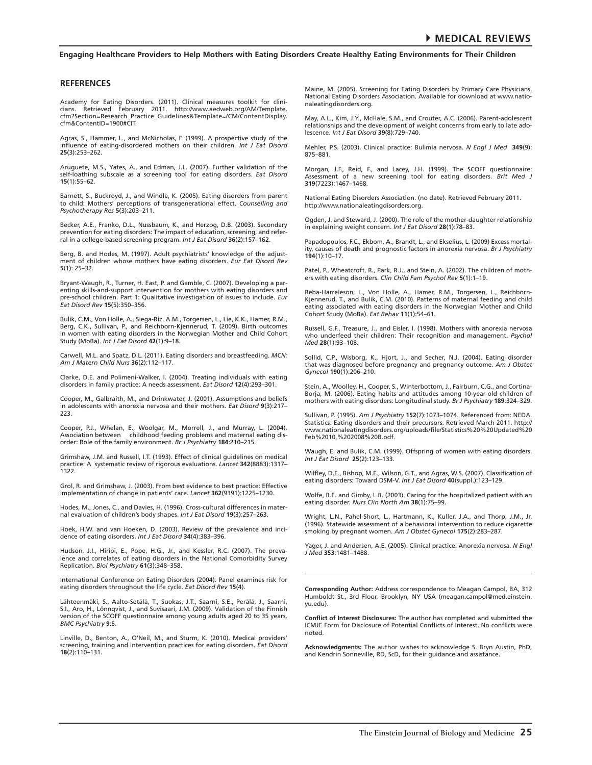## REFERENCES

Academy for Eating Disorders. (2011). Clinical measures toolkit for clinicians. Retrieved February 2011. http://www.aedweb.org/AM/Template.cfm?Section=Research_Practice_Guidelines&Template=/CM/ContentDisplay.cfm&ContentID=1900#CIT.

Agras, S., Hammer, L., and McNicholas, F. (1999). A prospective study of the influence of eating-disordered mothers on their children. *Int J Eat Disord* **25**(3):253–262.

Aruguete, M.S., Yates, A., and Edman, J.L. (2007). Further validation of the self-loathing subscale as a screening tool for eating disorders. *Eat Disord* **15**(1):55–62.

Barnett, S., Buckroyd, J., and Windle, K. (2005). Eating disorders from parent to child: Mothers' perceptions of transgenerational effect. *Counselling and Psychotherapy Res* **5**(3):203–211.

Becker, A.E., Franko, D.L., Nussbaum, K., and Herzog, D.B. (2003). Secondary prevention for eating disorders: The impact of education, screening, and referral in a college-based screening program. *Int J Eat Disord* **36**(2):157–162.

Berg, B. and Hodes, M. (1997). Adult psychiatrists' knowledge of the adjustment of children whose mothers have eating disorders. *Eur Eat Disord Rev* **5**(1): 25–32.

Bryant-Waugh, R., Turner, H. East, P. and Gamble, C. (2007). Developing a parenting skills-and-support intervention for mothers with eating disorders and pre-school children. Part 1: Qualitative investigation of issues to include. *Eur Eat Disord Rev* **15**(5):350–356.

Bulik, C.M., Von Holle, A., Siega-Riz, A.M., Torgersen, L., Lie, K.K., Hamer, R.M., Berg, C.K., Sullivan, P., and Reichborn-Kjennerud, T. (2009). Birth outcomes in women with eating disorders in the Norwegian Mother and Child Cohort Study (MoBa). *Int J Eat Disord* **42**(1):9–18.

Carwell, M.L. and Spatz, D.L. (2011). Eating disorders and breastfeeding. *MCN: Am J Matern Child Nurs* **36**(2):112–117.

Clarke, D.E. and Polimeni-Walker, I. (2004). Treating individuals with eating disorders in family practice: A needs assessment. *Eat Disord* **12**(4):293–301.

Cooper, M., Galbraith, M., and Drinkwater, J. (2001). Assumptions and beliefs in adolescents with anorexia nervosa and their mothers. *Eat Disord* **9**(3):217–223.

Cooper, P.J., Whelan, E., Woolgar, M., Morrell, J., and Murray, L. (2004). Association between childhood feeding problems and maternal eating disorder: Role of the family environment. *Br J Psychiatry* **184**:210–215.

Grimshaw, J.M. and Russell, I.T. (1993). Effect of clinical guidelines on medical practice: A systematic review of rigorous evaluations. *Lancet* **342**(8883):1317–1322.

Grol, R. and Grimshaw, J. (2003). From best evidence to best practice: Effective implementation of change in patients' care. *Lancet* **362**(9391):1225–1230.

Hodes, M., Jones, C., and Davies, H. (1996). Cross-cultural differences in maternal evaluation of children's body shapes. *Int J Eat Disord* **19**(3):257–263.

Hoek, H.W. and van Hoeken, D. (2003). Review of the prevalence and incidence of eating disorders. *Int J Eat Disord* **34**(4):383–396.

Hudson, J.I., Hiripi, E., Pope, H.G., Jr., and Kessler, R.C. (2007). The prevalence and correlates of eating disorders in the National Comorbidity Survey Replication. *Biol Psychiatry* **61**(3):348–358.

International Conference on Eating Disorders (2004). Panel examines risk for eating disorders throughout the life cycle. *Eat Disord Rev* **15**(4).

Lähteenmäki, S., Aalto-Setälä, T., Suokas, J.T., Saarni, S.E., Perälä, J., Saarni, S.I., Aro, H., Lönnqvist, J., and Suvisaari, J.M. (2009). Validation of the Finnish version of the SCOFF questionnaire among young adults aged 20 to 35 years. *BMC Psychiatry* **9**:5.

Linville, D., Benton, A., O'Neil, M., and Sturm, K. (2010). Medical providers' screening, training and intervention practices for eating disorders. *Eat Disord* **18**(2):110–131.

Maine, M. (2005). Screening for Eating Disorders by Primary Care Physicians. National Eating Disorders Association. Available for download at www.nationaleatingdisorders.org.

May, A.L., Kim, J.Y., McHale, S.M., and Crouter, A.C. (2006). Parent-adolescent relationships and the development of weight concerns from early to late adolescence. *Int J Eat Disord* **39**(8):729–740.

Mehler, P.S. (2003). Clinical practice: Bulimia nervosa. *N Engl J Med* **349**(9): 875–881.

Morgan, J.F., Reid, F., and Lacey, J.H. (1999). The SCOFF questionnaire: Assessment of a new screening tool for eating disorders. *Brit Med J* **319**(7223):1467–1468.

National Eating Disorders Association. (no date). Retrieved February 2011. http://www.nationaleatingdisorders.org.

Ogden, J. and Steward, J. (2000). The role of the mother-daughter relationship in explaining weight concern. *Int J Eat Disord* **28**(1):78–83.

Papadopoulos, F.C., Ekbom, A., Brandt, L., and Ekselius, L. (2009) Excess mortality, causes of death and prognostic factors in anorexia nervosa. *Br J Psychiatry* **194**(1):10–17.

Patel, P., Wheatcroft, R., Park, R.J., and Stein, A. (2002). The children of mothers with eating disorders. *Clin Child Fam Psychol Rev* **5**(1):1–19.

Reba-Harreleson, L., Von Holle, A., Hamer, R.M., Torgersen, L., Reichborn-Kjennerud, T., and Bulik, C.M. (2010). Patterns of maternal feeding and child eating associated with eating disorders in the Norwegian Mother and Child Cohort Study (MoBa). *Eat Behav* **11**(1):54–61.

Russell, G.F., Treasure, J., and Eisler, I. (1998). Mothers with anorexia nervosa who underfeed their children: Their recognition and management. *Psychol Med* **28**(1):93–108.

Sollid, C.P., Wisborg, K., Hjort, J., and Secher, N.J. (2004). Eating disorder that was diagnosed before pregnancy and pregnancy outcome. *Am J Obstet Gynecol* **190**(1):206–210.

Stein, A., Woolley, H., Cooper, S., Winterbottom, J., Fairburn, C.G., and Cortina-Borja, M. (2006). Eating habits and attitudes among 10-year-old children of mothers with eating disorders: Longitudinal study. *Br J Psychiatry* **189**:324–329.

Sullivan, P. (1995). *Am J Psychiatry* **152**(7):1073–1074. Referenced from: NEDA. Statistics: Eating disorders and their precursors. Retrieved March 2011. http://www.nationaleatingdisorders.org/uploads/file/Statistics%20%20Updated%20Feb%2010,%202008%20B.pdf.

Waugh, E. and Bulik, C.M. (1999). Offspring of women with eating disorders. *Int J Eat Disord* **25**(2):123–133.

Wilfley, D.E., Bishop, M.E., Wilson, G.T., and Agras, W.S. (2007). Classification of eating disorders: Toward DSM-V. *Int J Eat Disord* **40**(suppl.):123–129.

Wolfe, B.E. and Gimby, L.B. (2003). Caring for the hospitalized patient with an eating disorder. *Nurs Clin North Am* **38**(1):75–99.

Wright, L.N., Pahel-Short, L., Hartmann, K., Kuller, J.A., and Thorp, J.M., Jr. (1996). Statewide assessment of a behavioral intervention to reduce cigarette smoking by pregnant women. *Am J Obstet Gynecol* **175**(2):283–287.

Yager, J. and Andersen, A.E. (2005). Clinical practice: Anorexia nervosa. *N Engl J Med* **353**:1481–1488.

---

**Corresponding Author:** Address correspondence to Meagan Campol, BA, 312 Humboldt St., 3rd Floor, Brooklyn, NY USA (meagan.campol@med.einstein.yu.edu).

**Conflict of Interest Disclosures:** The author has completed and submitted the ICMJE Form for Disclosure of Potential Conflicts of Interest. No conflicts were noted.

**Acknowledgments:** The author wishes to acknowledge S. Bryn Austin, PhD, and Kendrin Sonneville, RD, ScD, for their guidance and assistance.